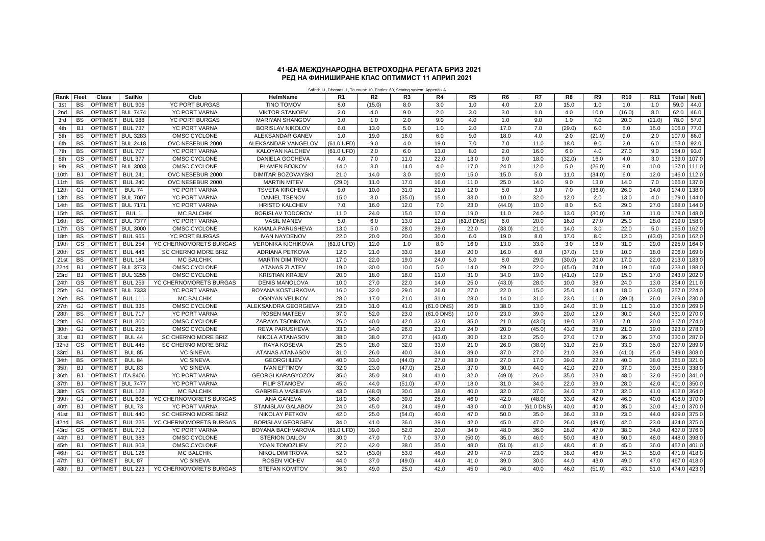# 41-ВА МЕЖДУНАРОДНА ВЕТРОХОДНА РЕГАТА БРИЗ 2021

## РЕД НА ФИНИШИРАНЕ КЛАС ОПТИМИСТ 11 АПРИЛ 2021

Sailed: 11, Discards: 1, To count: 10, Entries: 60, Scoring system: Appendix A

| Rank | Fleet | Class | SailNo | Club | HelmName | R1 | R2 | R3 | R4 | R5 | R6 | R7 | R8 | R9 | R10 | R11 | Total | Nett |
|---|---|---|---|---|---|---|---|---|---|---|---|---|---|---|---|---|---|---|
| 1st | BS | OPTIMIST | BUL 906 | YC PORT BURGAS | TINO TOMOV | 8.0 | (15.0) | 8.0 | 3.0 | 1.0 | 4.0 | 2.0 | 15.0 | 1.0 | 1.0 | 1.0 | 59.0 | 44.0 |
| 2nd | BS | OPTIMIST | BUL 7474 | YC PORT VARNA | VIKTOR STANOEV | 2.0 | 4.0 | 9.0 | 2.0 | 3.0 | 3.0 | 1.0 | 4.0 | 10.0 | (16.0) | 8.0 | 62.0 | 46.0 |
| 3rd | BS | OPTIMIST | BUL 988 | YC PORT BURGAS | MARIYAN SHANGOV | 3.0 | 1.0 | 2.0 | 9.0 | 4.0 | 1.0 | 9.0 | 1.0 | 7.0 | 20.0 | (21.0) | 78.0 | 57.0 |
| 4th | BJ | OPTIMIST | BUL 737 | YC PORT VARNA | BORISLAV NIKOLOV | 6.0 | 13.0 | 5.0 | 1.0 | 2.0 | 17.0 | 7.0 | (29.0) | 6.0 | 5.0 | 15.0 | 106.0 | 77.0 |
| 5th | BS | OPTIMIST | BUL 3283 | OMSC CYCLONE | ALEKSANDAR GANEV | 1.0 | 19.0 | 16.0 | 6.0 | 9.0 | 18.0 | 4.0 | 2.0 | (21.0) | 9.0 | 2.0 | 107.0 | 86.0 |
| 6th | BS | OPTIMIST | BUL 2418 | OVC NESEBUR 2000 | ALEKSANDAR VANGELOV | (61.0 UFD) | 9.0 | 4.0 | 19.0 | 7.0 | 7.0 | 11.0 | 18.0 | 9.0 | 2.0 | 6.0 | 153.0 | 92.0 |
| 7th | BS | OPTIMIST | BUL 707 | YC PORT VARNA | KALOYAN KALCHEV | (61.0 UFD) | 2.0 | 6.0 | 13.0 | 8.0 | 2.0 | 16.0 | 6.0 | 4.0 | 27.0 | 9.0 | 154.0 | 93.0 |
| 8th | GS | OPTIMIST | BUL 377 | OMSC CYCLONE | DANIELA GOCHEVA | 4.0 | 7.0 | 11.0 | 22.0 | 13.0 | 9.0 | 18.0 | (32.0) | 16.0 | 4.0 | 3.0 | 139.0 | 107.0 |
| 9th | BS | OPTIMIST | BUL 3003 | OMSC CYCLONE | PLAMEN BOJKOV | 14.0 | 3.0 | 14.0 | 4.0 | 17.0 | 24.0 | 12.0 | 5.0 | (26.0) | 8.0 | 10.0 | 137.0 | 111.0 |
| 10th | BJ | OPTIMIST | BUL 241 | OVC NESEBUR 2000 | DIMITAR BOZOVAYSKI | 21.0 | 14.0 | 3.0 | 10.0 | 15.0 | 15.0 | 5.0 | 11.0 | (34.0) | 6.0 | 12.0 | 146.0 | 112.0 |
| 11th | BS | OPTIMIST | BUL 240 | OVC NESEBUR 2000 | MARTIN MITEV | (29.0) | 11.0 | 17.0 | 16.0 | 11.0 | 25.0 | 14.0 | 9.0 | 13.0 | 14.0 | 7.0 | 166.0 | 137.0 |
| 12th | GJ | OPTIMIST | BUL 74 | YC PORT VARNA | TSVETA KIRCHEVA | 9.0 | 10.0 | 31.0 | 21.0 | 12.0 | 5.0 | 3.0 | 7.0 | (36.0) | 26.0 | 14.0 | 174.0 | 138.0 |
| 13th | BS | OPTIMIST | BUL 7007 | YC PORT VARNA | DANIEL TSENOV | 15.0 | 8.0 | (35.0) | 15.0 | 33.0 | 10.0 | 32.0 | 12.0 | 2.0 | 13.0 | 4.0 | 179.0 | 144.0 |
| 14th | BS | OPTIMIST | BUL 7171 | YC PORT VARNA | HRISTO KALCHEV | 7.0 | 16.0 | 12.0 | 7.0 | 23.0 | (44.0) | 10.0 | 8.0 | 5.0 | 29.0 | 27.0 | 188.0 | 144.0 |
| 15th | BS | OPTIMIST | BUL 1 | MC BALCHIK | BORISLAV TODOROV | 11.0 | 24.0 | 15.0 | 17.0 | 19.0 | 11.0 | 24.0 | 13.0 | (30.0) | 3.0 | 11.0 | 178.0 | 148.0 |
| 16th | BS | OPTIMIST | BUL 7377 | YC PORT VARNA | VASIL MANEV | 5.0 | 6.0 | 13.0 | 12.0 | (61.0 DNS) | 6.0 | 20.0 | 16.0 | 27.0 | 25.0 | 28.0 | 219.0 | 158.0 |
| 17th | GS | OPTIMIST | BUL 3000 | OMSC CYCLONE | KAMALA PARUSHEVA | 13.0 | 5.0 | 28.0 | 29.0 | 22.0 | (33.0) | 21.0 | 14.0 | 3.0 | 22.0 | 5.0 | 195.0 | 162.0 |
| 18th | BS | OPTIMIST | BUL 965 | YC PORT BURGAS | IVAN NAYDENOV | 22.0 | 20.0 | 20.0 | 30.0 | 6.0 | 19.0 | 8.0 | 17.0 | 8.0 | 12.0 | (43.0) | 205.0 | 162.0 |
| 19th | GS | OPTIMIST | BUL 254 | YC CHERNOMORETS BURGAS | VERONIKA KICHIKOVA | (61.0 UFD) | 12.0 | 1.0 | 8.0 | 16.0 | 13.0 | 33.0 | 3.0 | 18.0 | 31.0 | 29.0 | 225.0 | 164.0 |
| 20th | GS | OPTIMIST | BUL 446 | SC CHERNO MORE BRIZ | ADRIANA PETKOVA | 12.0 | 21.0 | 33.0 | 18.0 | 20.0 | 16.0 | 6.0 | (37.0) | 15.0 | 10.0 | 18.0 | 206.0 | 169.0 |
| 21st | BS | OPTIMIST | BUL 184 | MC BALCHIK | MARTIN DIMITROV | 17.0 | 22.0 | 19.0 | 24.0 | 5.0 | 8.0 | 29.0 | (30.0) | 20.0 | 17.0 | 22.0 | 213.0 | 183.0 |
| 22nd | BJ | OPTIMIST | BUL 3773 | OMSC CYCLONE | ATANAS ZLATEV | 19.0 | 30.0 | 10.0 | 5.0 | 14.0 | 29.0 | 22.0 | (45.0) | 24.0 | 19.0 | 16.0 | 233.0 | 188.0 |
| 23rd | BJ | OPTIMIST | BUL 3255 | OMSC CYCLONE | KRISTIAN KRAJEV | 20.0 | 18.0 | 18.0 | 11.0 | 31.0 | 34.0 | 19.0 | (41.0) | 19.0 | 15.0 | 17.0 | 243.0 | 202.0 |
| 24th | GS | OPTIMIST | BUL 259 | YC CHERNOMORETS BURGAS | DENIS MANOLOVA | 10.0 | 27.0 | 22.0 | 14.0 | 25.0 | (43.0) | 28.0 | 10.0 | 38.0 | 24.0 | 13.0 | 254.0 | 211.0 |
| 25th | GJ | OPTIMIST | BUL 7333 | YC PORT VARNA | BOYANA KOSTURKOVA | 16.0 | 32.0 | 29.0 | 26.0 | 27.0 | 22.0 | 15.0 | 25.0 | 14.0 | 18.0 | (33.0) | 257.0 | 224.0 |
| 26th | BS | OPTIMIST | BUL 111 | MC BALCHIK | OGNYAN VELIKOV | 28.0 | 17.0 | 21.0 | 31.0 | 28.0 | 14.0 | 31.0 | 23.0 | 11.0 | (39.0) | 26.0 | 269.0 | 230.0 |
| 27th | GJ | OPTIMIST | BUL 335 | OMSC CYCLONE | ALEKSANDRA GEORGIEVA | 23.0 | 31.0 | 41.0 | (61.0 DNS) | 26.0 | 38.0 | 13.0 | 24.0 | 31.0 | 11.0 | 31.0 | 330.0 | 269.0 |
| 28th | BS | OPTIMIST | BUL 717 | YC PORT VARNA | ROSEN MATEEV | 37.0 | 52.0 | 23.0 | (61.0 DNS) | 10.0 | 23.0 | 39.0 | 20.0 | 12.0 | 30.0 | 24.0 | 331.0 | 270.0 |
| 29th | GJ | OPTIMIST | BUL 300 | OMSC CYCLONE | ZARAYA TSONKOVA | 26.0 | 40.0 | 42.0 | 32.0 | 35.0 | 21.0 | (43.0) | 19.0 | 32.0 | 7.0 | 20.0 | 317.0 | 274.0 |
| 30th | GJ | OPTIMIST | BUL 255 | OMSC CYCLONE | REYA PARUSHEVA | 33.0 | 34.0 | 26.0 | 23.0 | 24.0 | 20.0 | (45.0) | 43.0 | 35.0 | 21.0 | 19.0 | 323.0 | 278.0 |
| 31st | BJ | OPTIMIST | BUL 44 | SC CHERNO MORE BRIZ | NIKOLA ATANASOV | 38.0 | 38.0 | 27.0 | (43.0) | 30.0 | 12.0 | 25.0 | 27.0 | 17.0 | 36.0 | 37.0 | 330.0 | 287.0 |
| 32nd | GS | OPTIMIST | BUL 445 | SC CHERNO MORE BRIZ | RAYA KOSEVA | 25.0 | 28.0 | 32.0 | 33.0 | 21.0 | 26.0 | (38.0) | 31.0 | 25.0 | 33.0 | 35.0 | 327.0 | 289.0 |
| 33rd | BJ | OPTIMIST | BUL 85 | VC SINEVA | ATANAS ATANASOV | 31.0 | 26.0 | 40.0 | 34.0 | 39.0 | 37.0 | 27.0 | 21.0 | 28.0 | (41.0) | 25.0 | 349.0 | 308.0 |
| 34th | BS | OPTIMIST | BUL 84 | VC SINEVA | GEORGI ILIEV | 40.0 | 33.0 | (44.0) | 27.0 | 38.0 | 27.0 | 17.0 | 39.0 | 22.0 | 40.0 | 38.0 | 365.0 | 321.0 |
| 35th | BJ | OPTIMIST | BUL 83 | VC SINEVA | IVAN EFTIMOV | 32.0 | 23.0 | (47.0) | 25.0 | 37.0 | 30.0 | 44.0 | 42.0 | 29.0 | 37.0 | 39.0 | 385.0 | 338.0 |
| 36th | BJ | OPTIMIST | ITA 8406 | YC PORT VARNA | GEORGI KARAGYOZOV | 35.0 | 35.0 | 34.0 | 41.0 | 32.0 | (49.0) | 26.0 | 35.0 | 23.0 | 48.0 | 32.0 | 390.0 | 341.0 |
| 37th | BJ | OPTIMIST | BUL 7477 | YC PORT VARNA | FILIP STANOEV | 45.0 | 44.0 | (51.0) | 47.0 | 18.0 | 31.0 | 34.0 | 22.0 | 39.0 | 28.0 | 42.0 | 401.0 | 350.0 |
| 38th | GS | OPTIMIST | BUL 122 | MC BALCHIK | GABRIELA VASILEVA | 43.0 | (48.0) | 30.0 | 38.0 | 40.0 | 32.0 | 37.0 | 34.0 | 37.0 | 32.0 | 41.0 | 412.0 | 364.0 |
| 39th | GJ | OPTIMIST | BUL 608 | YC CHERNOMORETS BURGAS | ANA GANEVA | 18.0 | 36.0 | 39.0 | 28.0 | 46.0 | 42.0 | (48.0) | 33.0 | 42.0 | 46.0 | 40.0 | 418.0 | 370.0 |
| 40th | BJ | OPTIMIST | BUL 73 | YC PORT VARNA | STANISLAV GALABOV | 24.0 | 45.0 | 24.0 | 49.0 | 43.0 | 40.0 | (61.0 DNS) | 40.0 | 40.0 | 35.0 | 30.0 | 431.0 | 370.0 |
| 41st | BJ | OPTIMIST | BUL 440 | SC CHERNO MORE BRIZ | NIKOLAY PETKOV | 42.0 | 25.0 | (54.0) | 40.0 | 47.0 | 50.0 | 35.0 | 36.0 | 33.0 | 23.0 | 44.0 | 429.0 | 375.0 |
| 42nd | BS | OPTIMIST | BUL 225 | YC CHERNOMORETS BURGAS | BORISLAV GEORGIEV | 34.0 | 41.0 | 36.0 | 39.0 | 42.0 | 45.0 | 47.0 | 26.0 | (49.0) | 42.0 | 23.0 | 424.0 | 375.0 |
| 43rd | GS | OPTIMIST | BUL 713 | YC PORT VARNA | BOYANA BACHVAROVA | (61.0 UFD) | 39.0 | 52.0 | 20.0 | 34.0 | 48.0 | 36.0 | 28.0 | 47.0 | 38.0 | 34.0 | 437.0 | 376.0 |
| 44th | BJ | OPTIMIST | BUL 383 | OMSC CYCLONE | STERION DAILOV | 30.0 | 47.0 | 7.0 | 37.0 | (50.0) | 35.0 | 46.0 | 50.0 | 48.0 | 50.0 | 48.0 | 448.0 | 398.0 |
| 45th | BJ | OPTIMIST | BUL 303 | OMSC CYCLONE | YOAN TONOZLIEV | 27.0 | 42.0 | 38.0 | 35.0 | 48.0 | (51.0) | 41.0 | 48.0 | 41.0 | 45.0 | 36.0 | 452.0 | 401.0 |
| 46th | GJ | OPTIMIST | BUL 126 | MC BALCHIK | NIKOL DIMITROVA | 52.0 | (53.0) | 53.0 | 46.0 | 29.0 | 47.0 | 23.0 | 38.0 | 46.0 | 34.0 | 50.0 | 471.0 | 418.0 |
| 47th | BJ | OPTIMIST | BUL 87 | VC SINEVA | ROSEN VICHEV | 44.0 | 37.0 | (49.0) | 44.0 | 41.0 | 39.0 | 30.0 | 44.0 | 43.0 | 49.0 | 47.0 | 467.0 | 418.0 |
| 48th | BJ | OPTIMIST | BUL 223 | YC CHERNOMORETS BURGAS | STEFAN KOMITOV | 36.0 | 49.0 | 25.0 | 42.0 | 45.0 | 46.0 | 40.0 | 46.0 | (51.0) | 43.0 | 51.0 | 474.0 | 423.0 |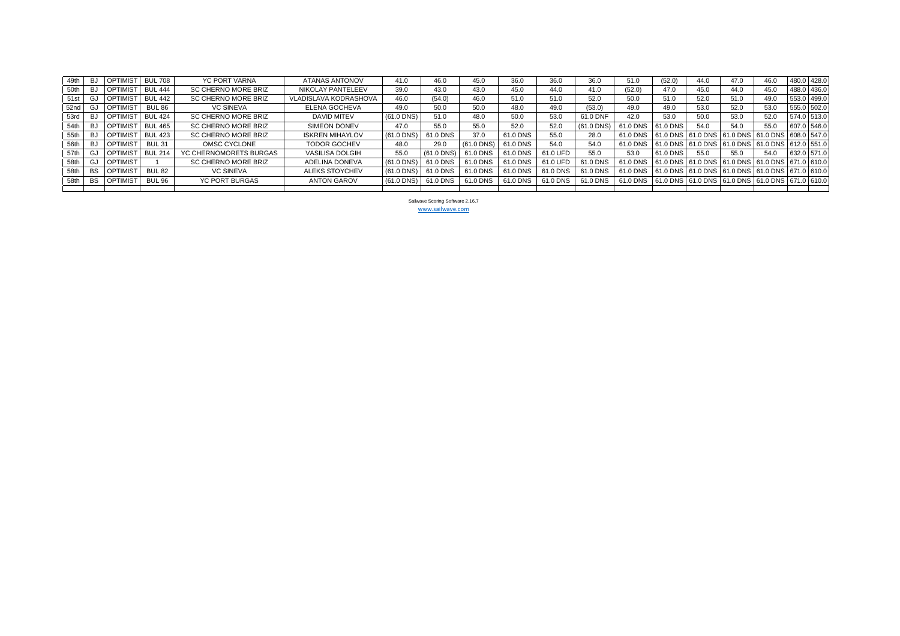| | | | | | | | | | | | | | | | | | | | |
|---|---|---|---|---|---|---|---|---|---|---|---|---|---|---|---|---|---|---|---|
| 49th | BJ | OPTIMIST | BUL 708 | YC PORT VARNA | ATANAS ANTONOV | 41.0 | 46.0 | 45.0 | 36.0 | 36.0 | 36.0 | 51.0 | (52.0) | 44.0 | 47.0 | 46.0 | 480.0 | 428.0 |
| 50th | BJ | OPTIMIST | BUL 444 | SC CHERNO MORE BRIZ | NIKOLAY PANTELEEV | 39.0 | 43.0 | 43.0 | 45.0 | 44.0 | 41.0 | (52.0) | 47.0 | 45.0 | 44.0 | 45.0 | 488.0 | 436.0 |
| 51st | GJ | OPTIMIST | BUL 442 | SC CHERNO MORE BRIZ | VLADISLAVA KODRASHOVA | 46.0 | (54.0) | 46.0 | 51.0 | 51.0 | 52.0 | 50.0 | 51.0 | 52.0 | 51.0 | 49.0 | 553.0 | 499.0 |
| 52nd | GJ | OPTIMIST | BUL 86 | VC SINEVA | ELENA GOCHEVA | 49.0 | 50.0 | 50.0 | 48.0 | 49.0 | (53.0) | 49.0 | 49.0 | 53.0 | 52.0 | 53.0 | 555.0 | 502.0 |
| 53rd | BJ | OPTIMIST | BUL 424 | SC CHERNO MORE BRIZ | DAVID MITEV | (61.0 DNS) | 51.0 | 48.0 | 50.0 | 53.0 | 61.0 DNF | 42.0 | 53.0 | 50.0 | 53.0 | 52.0 | 574.0 | 513.0 |
| 54th | BJ | OPTIMIST | BUL 465 | SC CHERNO MORE BRIZ | SIMEON DONEV | 47.0 | 55.0 | 55.0 | 52.0 | 52.0 | (61.0 DNS) | 61.0 DNS | 61.0 DNS | 54.0 | 54.0 | 55.0 | 607.0 | 546.0 |
| 55th | BJ | OPTIMIST | BUL 423 | SC CHERNO MORE BRIZ | ISKREN MIHAYLOV | (61.0 DNS) | 61.0 DNS | 37.0 | 61.0 DNS | 55.0 | 28.0 | 61.0 DNS | 61.0 DNS | 61.0 DNS | 61.0 DNS | 61.0 DNS | 608.0 | 547.0 |
| 56th | BJ | OPTIMIST | BUL 31 | OMSC CYCLONE | TODOR GOCHEV | 48.0 | 29.0 | (61.0 DNS) | 61.0 DNS | 54.0 | 54.0 | 61.0 DNS | 61.0 DNS | 61.0 DNS | 61.0 DNS | 61.0 DNS | 612.0 | 551.0 |
| 57th | GJ | OPTIMIST | BUL 214 | YC CHERNOMORETS BURGAS | VASILISA DOLGIH | 55.0 | (61.0 DNS) | 61.0 DNS | 61.0 DNS | 61.0 UFD | 55.0 | 53.0 | 61.0 DNS | 55.0 | 55.0 | 54.0 | 632.0 | 571.0 |
| 58th | GJ | OPTIMIST | 1 | SC CHERNO MORE BRIZ | ADELINA DONEVA | (61.0 DNS) | 61.0 DNS | 61.0 DNS | 61.0 DNS | 61.0 UFD | 61.0 DNS | 61.0 DNS | 61.0 DNS | 61.0 DNS | 61.0 DNS | 61.0 DNS | 671.0 | 610.0 |
| 58th | BS | OPTIMIST | BUL 82 | VC SINEVA | ALEKS STOYCHEV | (61.0 DNS) | 61.0 DNS | 61.0 DNS | 61.0 DNS | 61.0 DNS | 61.0 DNS | 61.0 DNS | 61.0 DNS | 61.0 DNS | 61.0 DNS | 61.0 DNS | 671.0 | 610.0 |
| 58th | BS | OPTIMIST | BUL 96 | YC PORT BURGAS | ANTON GAROV | (61.0 DNS) | 61.0 DNS | 61.0 DNS | 61.0 DNS | 61.0 DNS | 61.0 DNS | 61.0 DNS | 61.0 DNS | 61.0 DNS | 61.0 DNS | 61.0 DNS | 671.0 | 610.0 |

Sailwave Scoring Software 2.16.7
www.sailwave.com